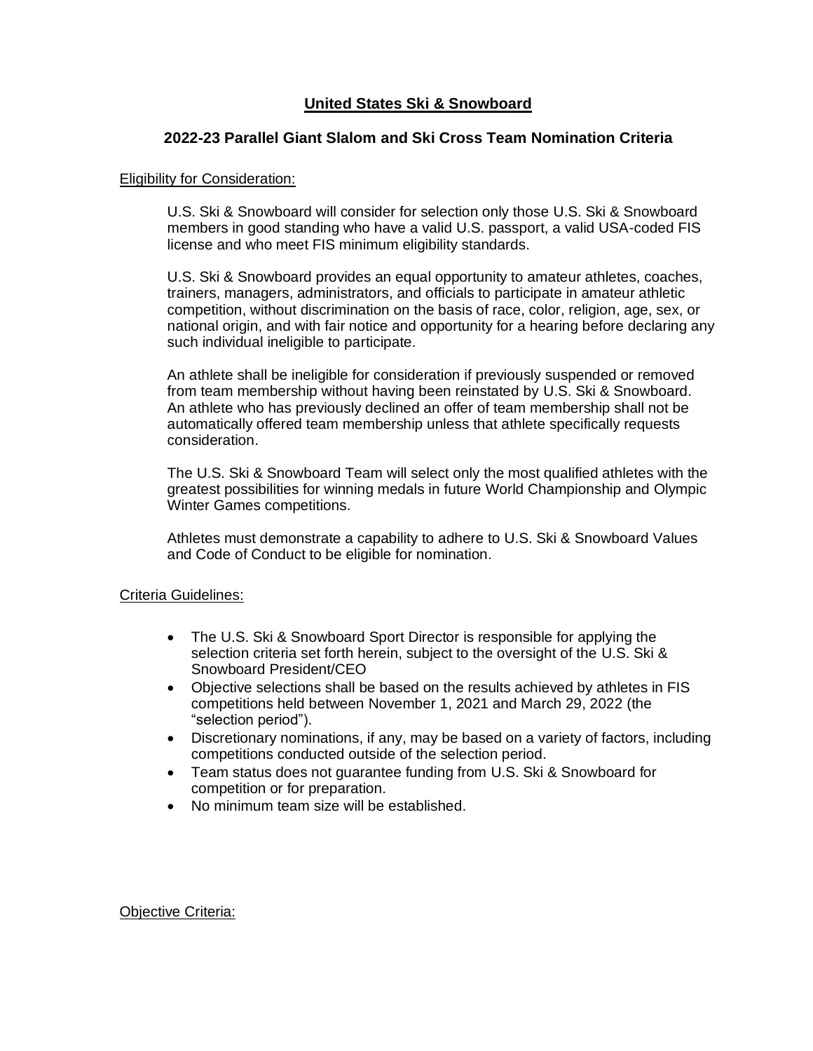# United States Ski & Snowboard

## 2022-23 Parallel Giant Slalom and Ski Cross Team Nomination Criteria

Eligibility for Consideration:

U.S. Ski & Snowboard will consider for selection only those U.S. Ski & Snowboard members in good standing who have a valid U.S. passport, a valid USA-coded FIS license and who meet FIS minimum eligibility standards.

U.S. Ski & Snowboard provides an equal opportunity to amateur athletes, coaches, trainers, managers, administrators, and officials to participate in amateur athletic competition, without discrimination on the basis of race, color, religion, age, sex, or national origin, and with fair notice and opportunity for a hearing before declaring any such individual ineligible to participate.

An athlete shall be ineligible for consideration if previously suspended or removed from team membership without having been reinstated by U.S. Ski & Snowboard. An athlete who has previously declined an offer of team membership shall not be automatically offered team membership unless that athlete specifically requests consideration.

The U.S. Ski & Snowboard Team will select only the most qualified athletes with the greatest possibilities for winning medals in future World Championship and Olympic Winter Games competitions.

Athletes must demonstrate a capability to adhere to U.S. Ski & Snowboard Values and Code of Conduct to be eligible for nomination.

Criteria Guidelines:

- The U.S. Ski & Snowboard Sport Director is responsible for applying the selection criteria set forth herein, subject to the oversight of the U.S. Ski & Snowboard President/CEO
- Objective selections shall be based on the results achieved by athletes in FIS competitions held between November 1, 2021 and March 29, 2022 (the "selection period").
- Discretionary nominations, if any, may be based on a variety of factors, including competitions conducted outside of the selection period.
- Team status does not guarantee funding from U.S. Ski & Snowboard for competition or for preparation.
- No minimum team size will be established.

Objective Criteria: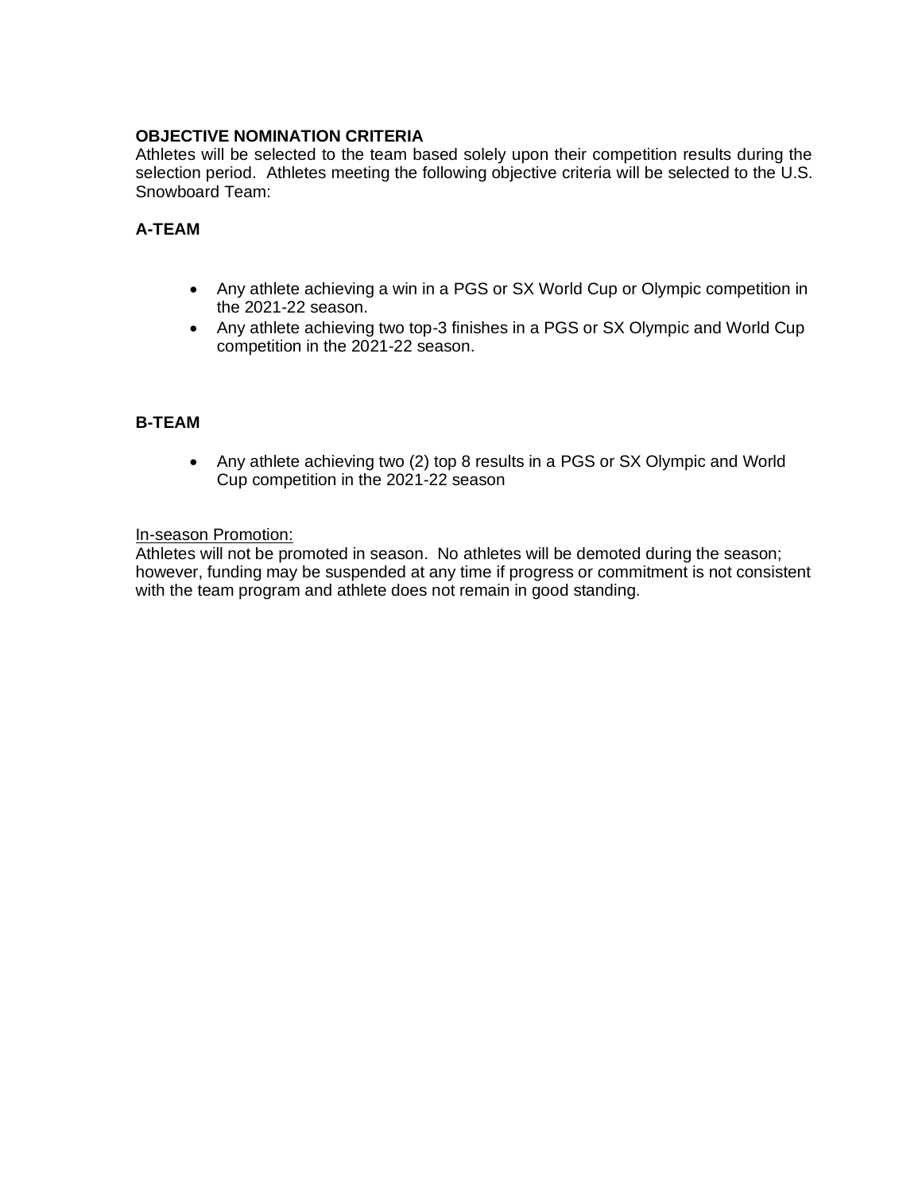**OBJECTIVE NOMINATION CRITERIA**

Athletes will be selected to the team based solely upon their competition results during the selection period. Athletes meeting the following objective criteria will be selected to the U.S. Snowboard Team:

**A-TEAM**

- Any athlete achieving a win in a PGS or SX World Cup or Olympic competition in the 2021-22 season.
- Any athlete achieving two top-3 finishes in a PGS or SX Olympic and World Cup competition in the 2021-22 season.

**B-TEAM**

- Any athlete achieving two (2) top 8 results in a PGS or SX Olympic and World Cup competition in the 2021-22 season

In-season Promotion:

Athletes will not be promoted in season. No athletes will be demoted during the season; however, funding may be suspended at any time if progress or commitment is not consistent with the team program and athlete does not remain in good standing.